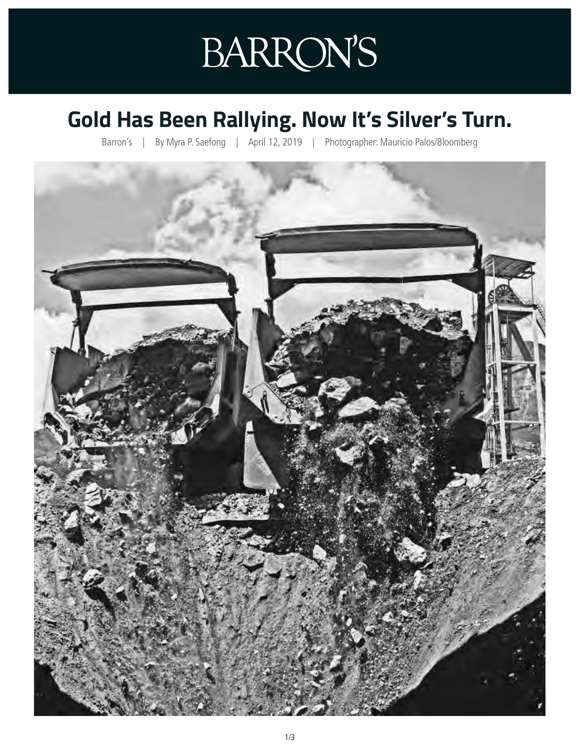# BARRON'S

## Gold Has Been Rallying. Now It's Silver's Turn.

Barron's | By Myra P. Saefong | April 12, 2019 | Photographer: Mauricio Palos/Bloomberg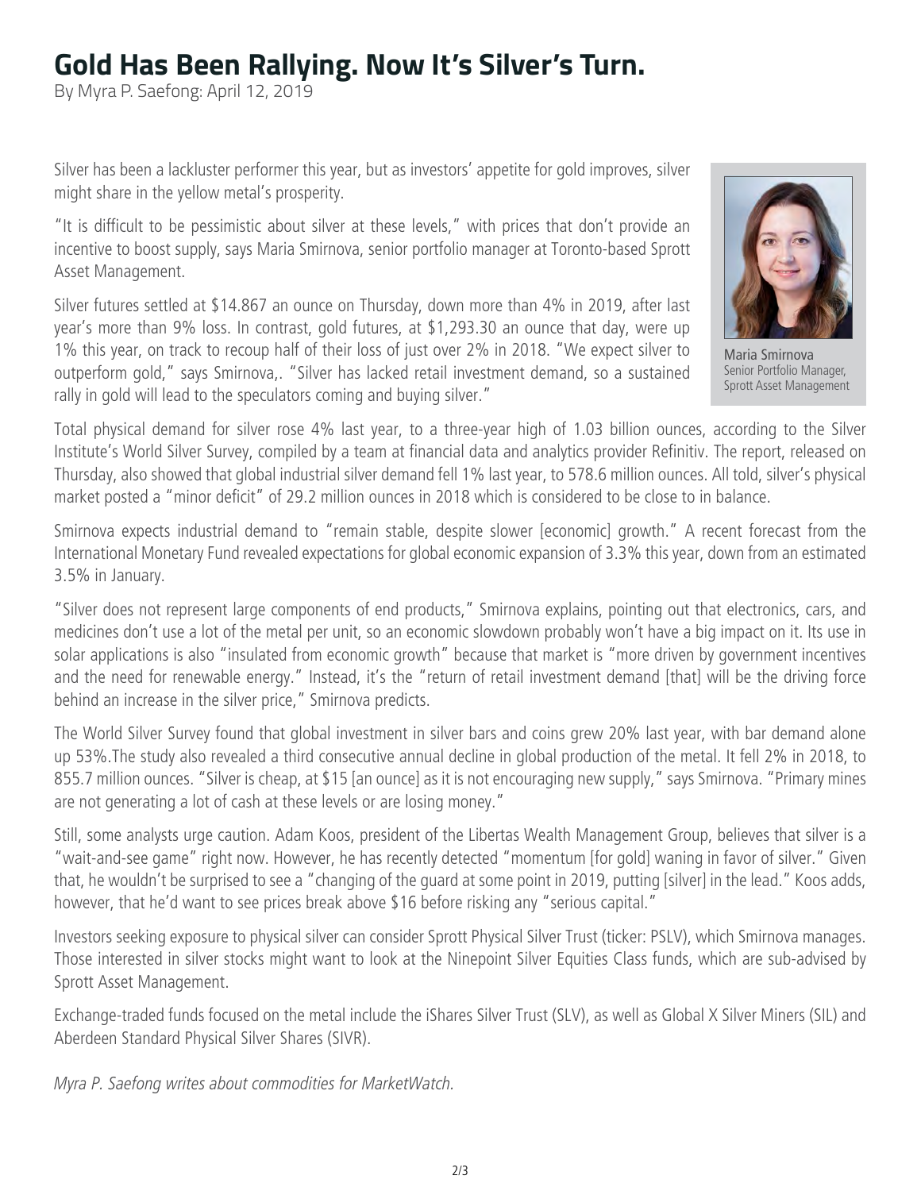// Gold Has Been Rallying. Now It's Silver's Turn.

By Myra P. Saefong: April 12, 2019

Silver has been a lackluster performer this year, but as investors' appetite for gold improves, silver might share in the yellow metal's prosperity.

"It is difficult to be pessimistic about silver at these levels," with prices that don't provide an incentive to boost supply, says Maria Smirnova, senior portfolio manager at Toronto-based Sprott Asset Management.

Silver futures settled at $14.867 an ounce on Thursday, down more than 4% in 2019, after last year's more than 9% loss. In contrast, gold futures, at $1,293.30 an ounce that day, were up 1% this year, on track to recoup half of their loss of just over 2% in 2018. "We expect silver to outperform gold," says Smirnova,. "Silver has lacked retail investment demand, so a sustained rally in gold will lead to the speculators coming and buying silver."

Maria Smirnova
Senior Portfolio Manager,
Sprott Asset Management

Total physical demand for silver rose 4% last year, to a three-year high of 1.03 billion ounces, according to the Silver Institute's World Silver Survey, compiled by a team at financial data and analytics provider Refinitiv. The report, released on Thursday, also showed that global industrial silver demand fell 1% last year, to 578.6 million ounces. All told, silver's physical market posted a "minor deficit" of 29.2 million ounces in 2018 which is considered to be close to in balance.

Smirnova expects industrial demand to "remain stable, despite slower [economic] growth." A recent forecast from the International Monetary Fund revealed expectations for global economic expansion of 3.3% this year, down from an estimated 3.5% in January.

"Silver does not represent large components of end products," Smirnova explains, pointing out that electronics, cars, and medicines don't use a lot of the metal per unit, so an economic slowdown probably won't have a big impact on it. Its use in solar applications is also "insulated from economic growth" because that market is "more driven by government incentives and the need for renewable energy." Instead, it's the "return of retail investment demand [that] will be the driving force behind an increase in the silver price," Smirnova predicts.

The World Silver Survey found that global investment in silver bars and coins grew 20% last year, with bar demand alone up 53%.The study also revealed a third consecutive annual decline in global production of the metal. It fell 2% in 2018, to 855.7 million ounces. "Silver is cheap, at $15 [an ounce] as it is not encouraging new supply," says Smirnova. "Primary mines are not generating a lot of cash at these levels or are losing money."

Still, some analysts urge caution. Adam Koos, president of the Libertas Wealth Management Group, believes that silver is a "wait-and-see game" right now. However, he has recently detected "momentum [for gold] waning in favor of silver." Given that, he wouldn't be surprised to see a "changing of the guard at some point in 2019, putting [silver] in the lead." Koos adds, however, that he'd want to see prices break above $16 before risking any "serious capital."

Investors seeking exposure to physical silver can consider Sprott Physical Silver Trust (ticker: PSLV), which Smirnova manages. Those interested in silver stocks might want to look at the Ninepoint Silver Equities Class funds, which are sub-advised by Sprott Asset Management.

Exchange-traded funds focused on the metal include the iShares Silver Trust (SLV), as well as Global X Silver Miners (SIL) and Aberdeen Standard Physical Silver Shares (SIVR).

*Myra P. Saefong writes about commodities for MarketWatch.*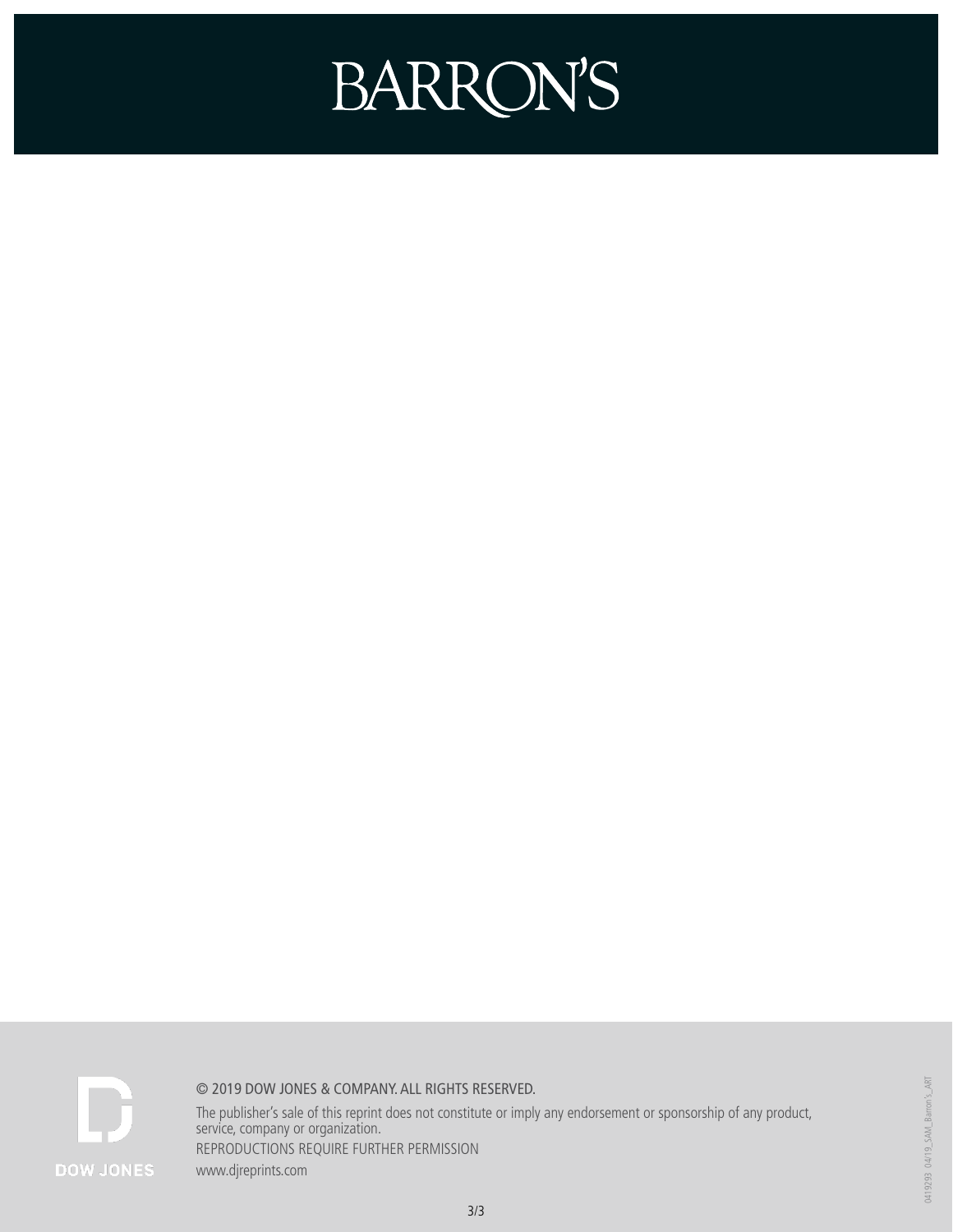© 2019 DOW JONES & COMPANY. ALL RIGHTS RESERVED.

The publisher's sale of this reprint does not constitute or imply any endorsement or sponsorship of any product, service, company or organization.

REPRODUCTIONS REQUIRE FURTHER PERMISSION

www.djreprints.com